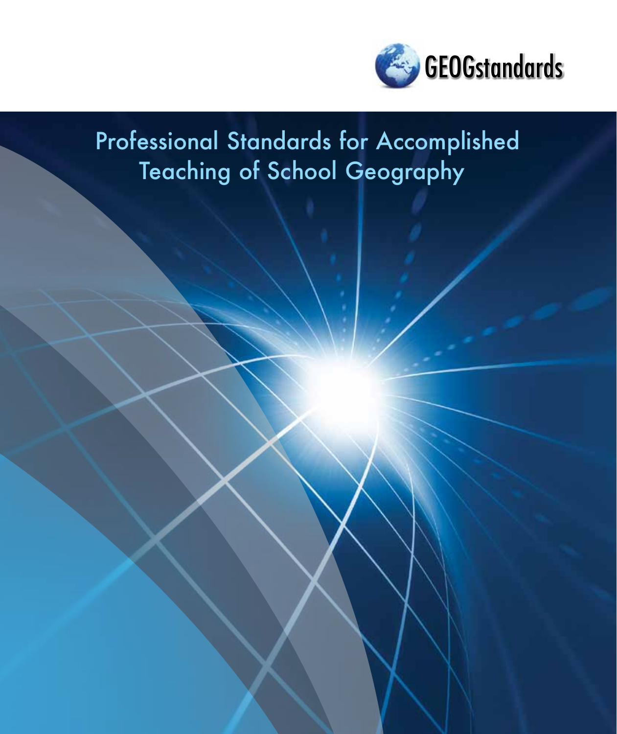GEOGstandards

# Professional Standards for Accomplished Teaching of School Geography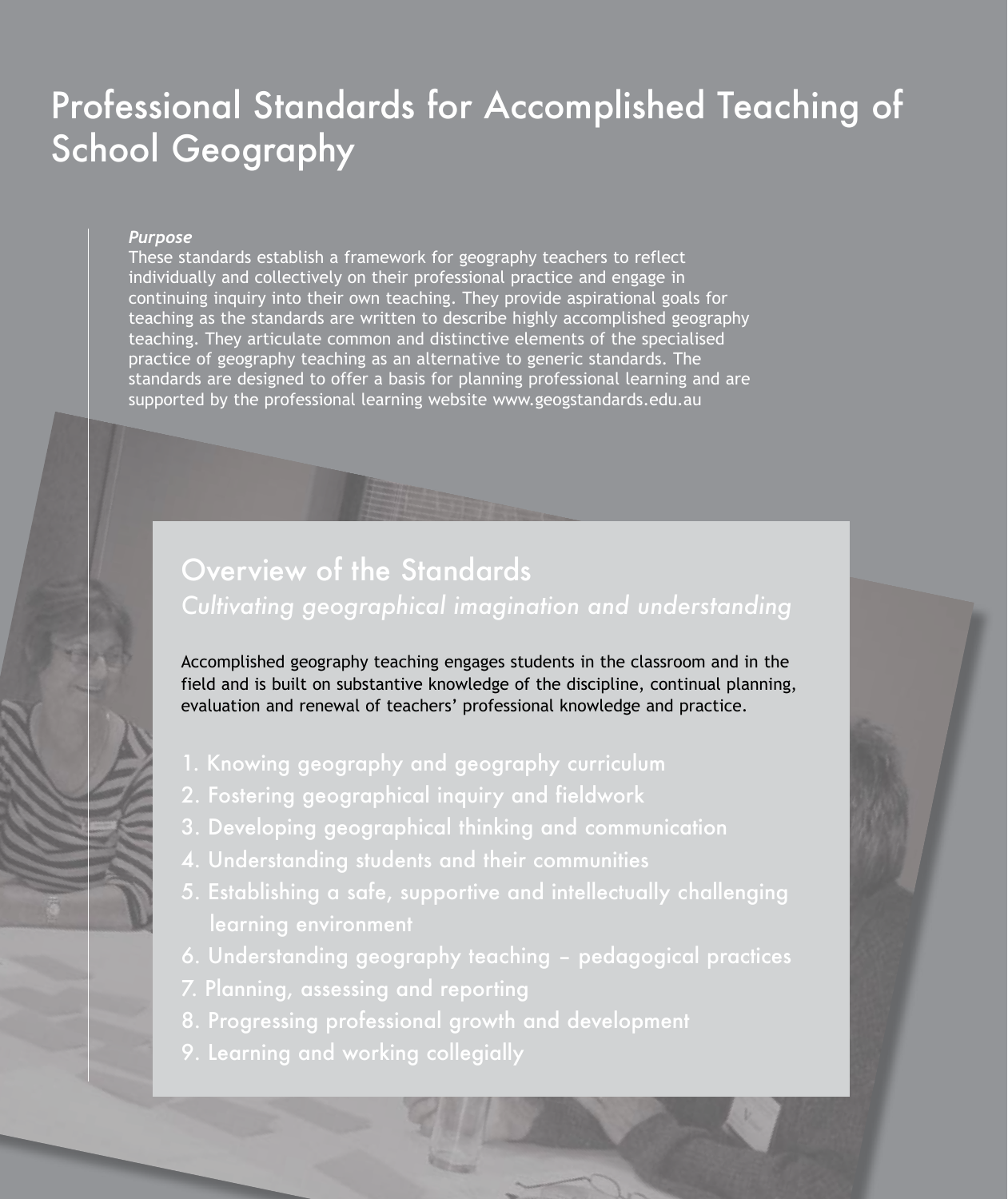# Professional Standards for Accomplished Teaching of School Geography

***Purpose***

These standards establish a framework for geography teachers to reflect individually and collectively on their professional practice and engage in continuing inquiry into their own teaching. They provide aspirational goals for teaching as the standards are written to describe highly accomplished geography teaching. They articulate common and distinctive elements of the specialised practice of geography teaching as an alternative to generic standards. The standards are designed to offer a basis for planning professional learning and are supported by the professional learning website www.geogstandards.edu.au

## Overview of the Standards

*Cultivating geographical imagination and understanding*

Accomplished geography teaching engages students in the classroom and in the field and is built on substantive knowledge of the discipline, continual planning, evaluation and renewal of teachers' professional knowledge and practice.

1. Knowing geography and geography curriculum
2. Fostering geographical inquiry and fieldwork
3. Developing geographical thinking and communication
4. Understanding students and their communities
5. Establishing a safe, supportive and intellectually challenging learning environment
6. Understanding geography teaching – pedagogical practices
7. Planning, assessing and reporting
8. Progressing professional growth and development
9. Learning and working collegially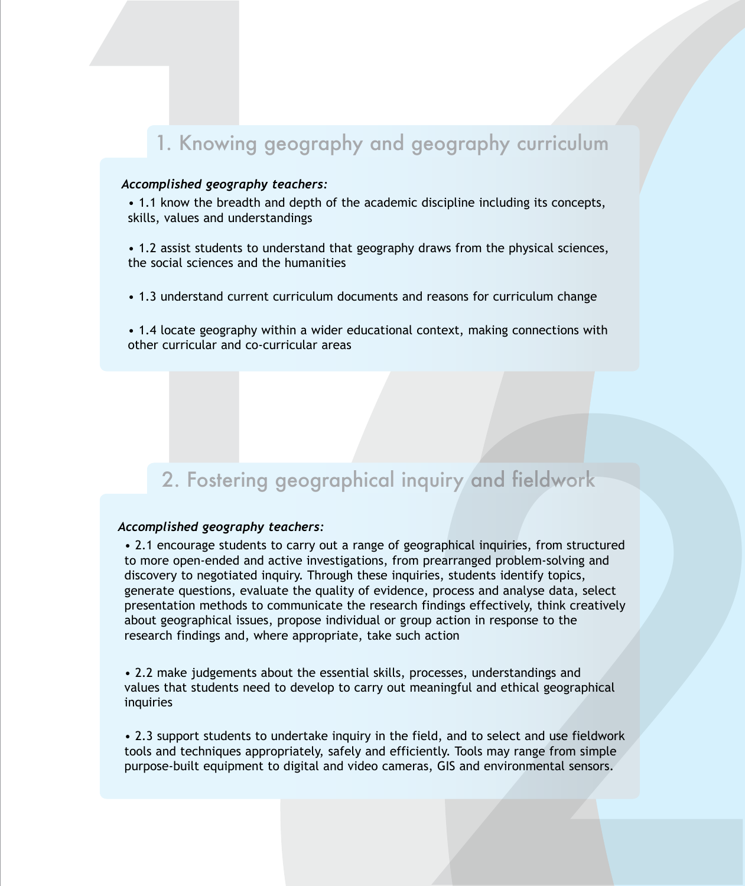## 1. Knowing geography and geography curriculum

***Accomplished geography teachers:***

- 1.1 know the breadth and depth of the academic discipline including its concepts, skills, values and understandings
- 1.2 assist students to understand that geography draws from the physical sciences, the social sciences and the humanities
- 1.3 understand current curriculum documents and reasons for curriculum change
- 1.4 locate geography within a wider educational context, making connections with other curricular and co-curricular areas

## 2. Fostering geographical inquiry and fieldwork

***Accomplished geography teachers:***

- 2.1 encourage students to carry out a range of geographical inquiries, from structured to more open-ended and active investigations, from prearranged problem-solving and discovery to negotiated inquiry. Through these inquiries, students identify topics, generate questions, evaluate the quality of evidence, process and analyse data, select presentation methods to communicate the research findings effectively, think creatively about geographical issues, propose individual or group action in response to the research findings and, where appropriate, take such action
- 2.2 make judgements about the essential skills, processes, understandings and values that students need to develop to carry out meaningful and ethical geographical inquiries
- 2.3 support students to undertake inquiry in the field, and to select and use fieldwork tools and techniques appropriately, safely and efficiently. Tools may range from simple purpose-built equipment to digital and video cameras, GIS and environmental sensors.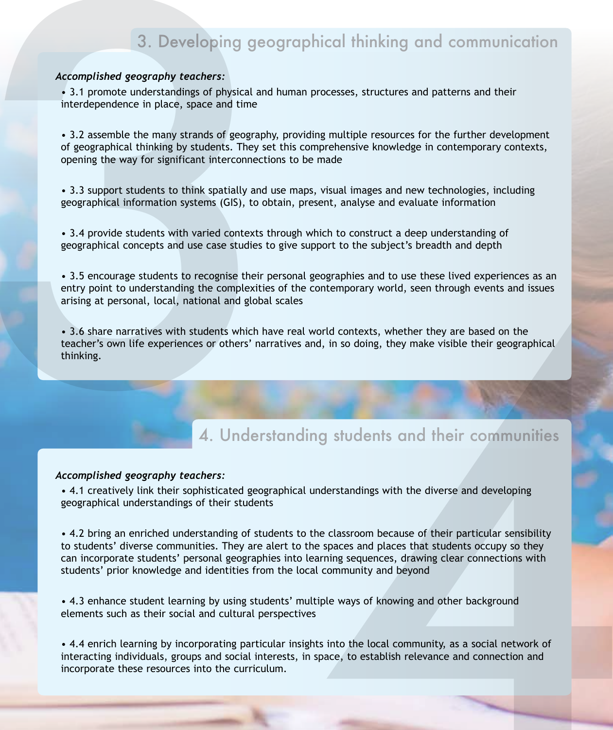## 3. Developing geographical thinking and communication

***Accomplished geography teachers:***

- 3.1 promote understandings of physical and human processes, structures and patterns and their interdependence in place, space and time

- 3.2 assemble the many strands of geography, providing multiple resources for the further development of geographical thinking by students. They set this comprehensive knowledge in contemporary contexts, opening the way for significant interconnections to be made

- 3.3 support students to think spatially and use maps, visual images and new technologies, including geographical information systems (GIS), to obtain, present, analyse and evaluate information

- 3.4 provide students with varied contexts through which to construct a deep understanding of geographical concepts and use case studies to give support to the subject's breadth and depth

- 3.5 encourage students to recognise their personal geographies and to use these lived experiences as an entry point to understanding the complexities of the contemporary world, seen through events and issues arising at personal, local, national and global scales

- 3.6 share narratives with students which have real world contexts, whether they are based on the teacher's own life experiences or others' narratives and, in so doing, they make visible their geographical thinking.

## 4. Understanding students and their communities

***Accomplished geography teachers:***

- 4.1 creatively link their sophisticated geographical understandings with the diverse and developing geographical understandings of their students

- 4.2 bring an enriched understanding of students to the classroom because of their particular sensibility to students' diverse communities. They are alert to the spaces and places that students occupy so they can incorporate students' personal geographies into learning sequences, drawing clear connections with students' prior knowledge and identities from the local community and beyond

- 4.3 enhance student learning by using students' multiple ways of knowing and other background elements such as their social and cultural perspectives

- 4.4 enrich learning by incorporating particular insights into the local community, as a social network of interacting individuals, groups and social interests, in space, to establish relevance and connection and incorporate these resources into the curriculum.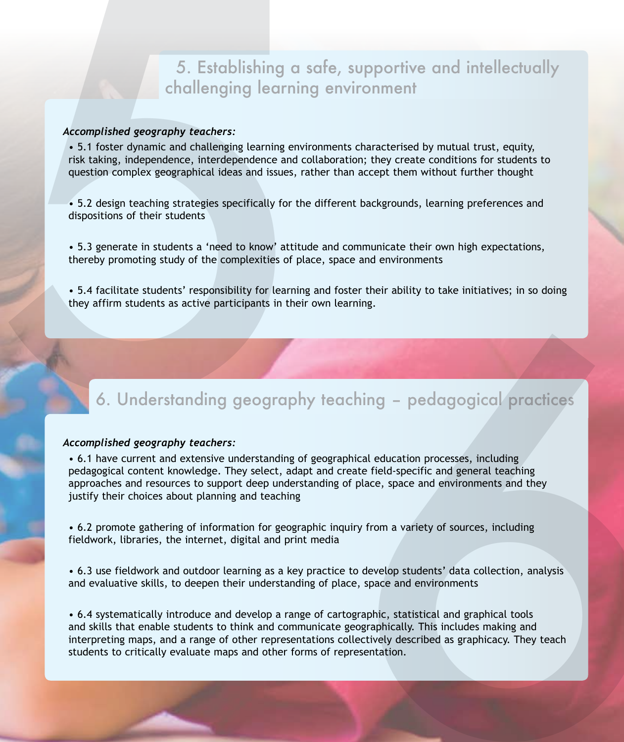## 5. Establishing a safe, supportive and intellectually challenging learning environment

***Accomplished geography teachers:***

- 5.1 foster dynamic and challenging learning environments characterised by mutual trust, equity, risk taking, independence, interdependence and collaboration; they create conditions for students to question complex geographical ideas and issues, rather than accept them without further thought

- 5.2 design teaching strategies specifically for the different backgrounds, learning preferences and dispositions of their students

- 5.3 generate in students a 'need to know' attitude and communicate their own high expectations, thereby promoting study of the complexities of place, space and environments

- 5.4 facilitate students' responsibility for learning and foster their ability to take initiatives; in so doing they affirm students as active participants in their own learning.

## 6. Understanding geography teaching – pedagogical practices

***Accomplished geography teachers:***

- 6.1 have current and extensive understanding of geographical education processes, including pedagogical content knowledge. They select, adapt and create field-specific and general teaching approaches and resources to support deep understanding of place, space and environments and they justify their choices about planning and teaching

- 6.2 promote gathering of information for geographic inquiry from a variety of sources, including fieldwork, libraries, the internet, digital and print media

- 6.3 use fieldwork and outdoor learning as a key practice to develop students' data collection, analysis and evaluative skills, to deepen their understanding of place, space and environments

- 6.4 systematically introduce and develop a range of cartographic, statistical and graphical tools and skills that enable students to think and communicate geographically. This includes making and interpreting maps, and a range of other representations collectively described as graphicacy. They teach students to critically evaluate maps and other forms of representation.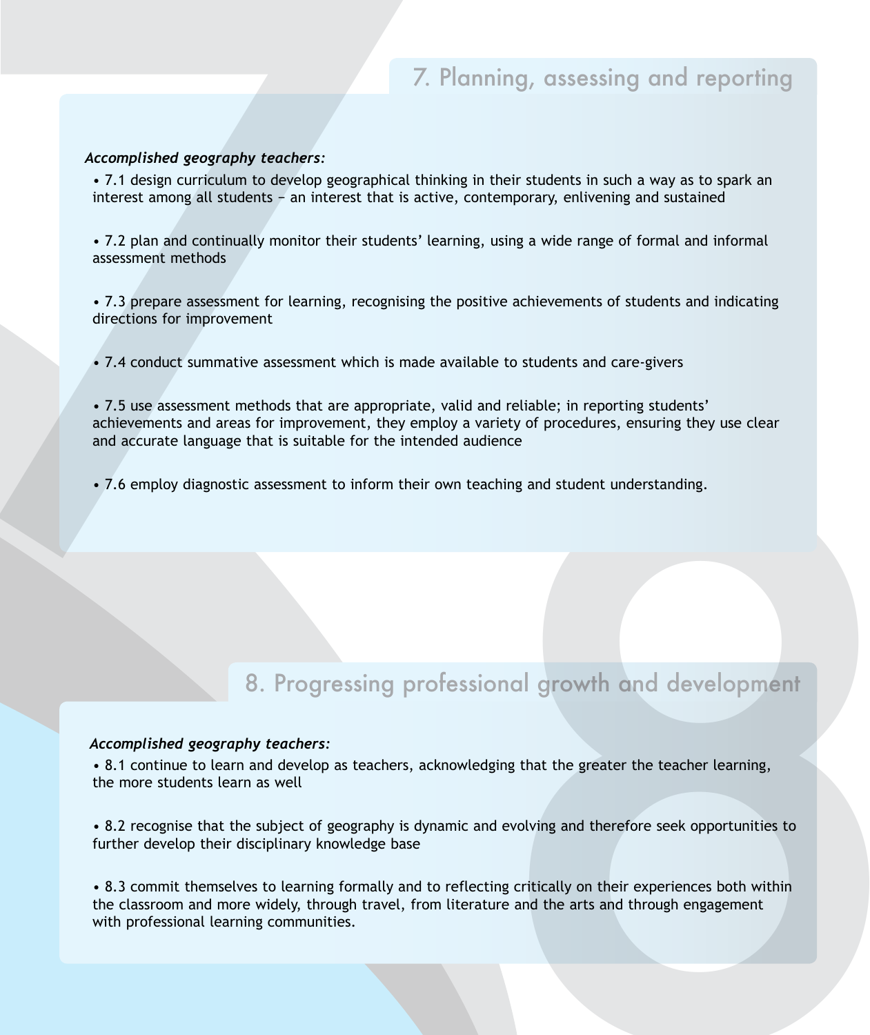## 7. Planning, assessing and reporting

***Accomplished geography teachers:***

- 7.1 design curriculum to develop geographical thinking in their students in such a way as to spark an interest among all students – an interest that is active, contemporary, enlivening and sustained

- 7.2 plan and continually monitor their students' learning, using a wide range of formal and informal assessment methods

- 7.3 prepare assessment for learning, recognising the positive achievements of students and indicating directions for improvement

- 7.4 conduct summative assessment which is made available to students and care-givers

- 7.5 use assessment methods that are appropriate, valid and reliable; in reporting students' achievements and areas for improvement, they employ a variety of procedures, ensuring they use clear and accurate language that is suitable for the intended audience

- 7.6 employ diagnostic assessment to inform their own teaching and student understanding.

## 8. Progressing professional growth and development

***Accomplished geography teachers:***

- 8.1 continue to learn and develop as teachers, acknowledging that the greater the teacher learning, the more students learn as well

- 8.2 recognise that the subject of geography is dynamic and evolving and therefore seek opportunities to further develop their disciplinary knowledge base

- 8.3 commit themselves to learning formally and to reflecting critically on their experiences both within the classroom and more widely, through travel, from literature and the arts and through engagement with professional learning communities.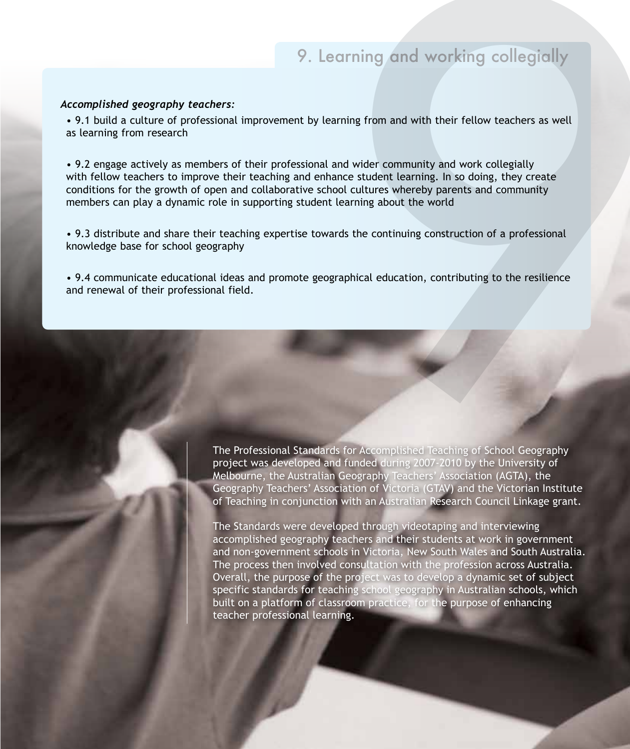## 9. Learning and working collegially

***Accomplished geography teachers:***

- 9.1 build a culture of professional improvement by learning from and with their fellow teachers as well as learning from research

- 9.2 engage actively as members of their professional and wider community and work collegially with fellow teachers to improve their teaching and enhance student learning. In so doing, they create conditions for the growth of open and collaborative school cultures whereby parents and community members can play a dynamic role in supporting student learning about the world

- 9.3 distribute and share their teaching expertise towards the continuing construction of a professional knowledge base for school geography

- 9.4 communicate educational ideas and promote geographical education, contributing to the resilience and renewal of their professional field.

The Professional Standards for Accomplished Teaching of School Geography project was developed and funded during 2007-2010 by the University of Melbourne, the Australian Geography Teachers' Association (AGTA), the Geography Teachers' Association of Victoria (GTAV) and the Victorian Institute of Teaching in conjunction with an Australian Research Council Linkage grant.

The Standards were developed through videotaping and interviewing accomplished geography teachers and their students at work in government and non-government schools in Victoria, New South Wales and South Australia. The process then involved consultation with the profession across Australia. Overall, the purpose of the project was to develop a dynamic set of subject specific standards for teaching school geography in Australian schools, which built on a platform of classroom practice, for the purpose of enhancing teacher professional learning.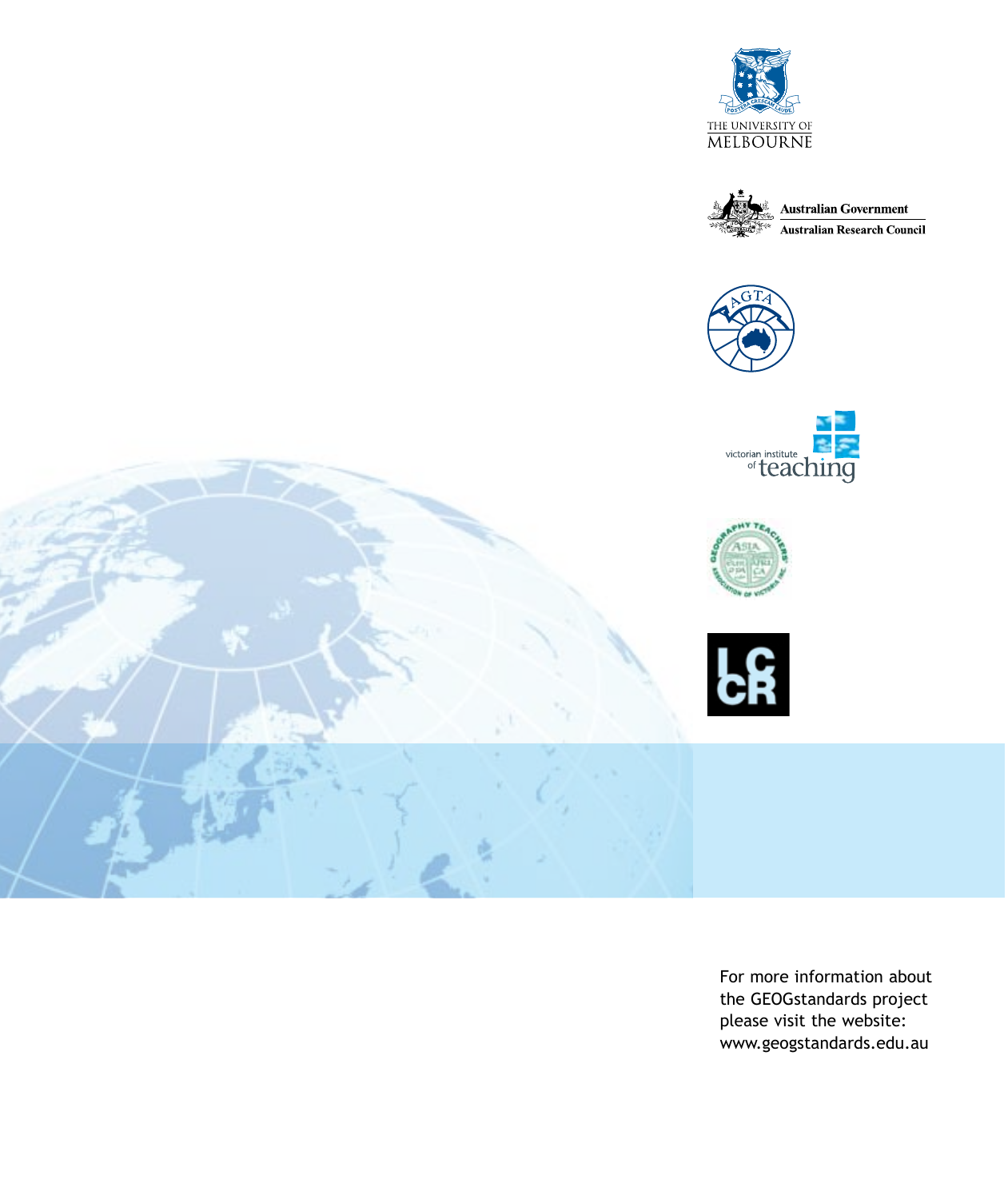For more information about the GEOGstandards project please visit the website: www.geogstandards.edu.au